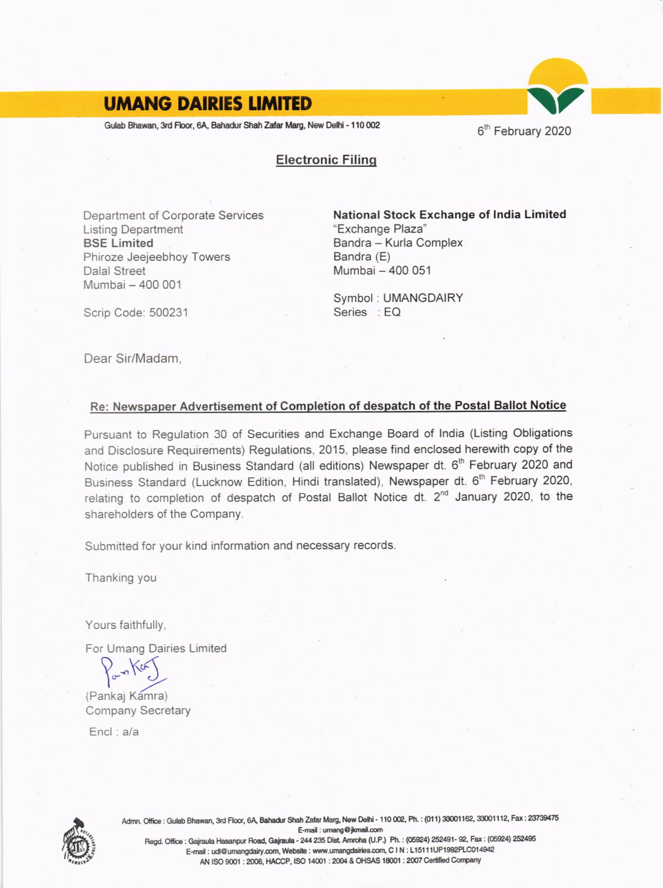# UMANG DAIRIES LIMITED

Gulab Bhawan, 3rd Floor, 6A, Bahadur Shah Zafar Marg, New Delhi - 110 002

6th February 2020

## Electronic Filing

Department of Corporate Services
Listing Department
**BSE Limited**
Phiroze Jeejeebhoy Towers
Dalal Street
Mumbai – 400 001

Scrip Code: 500231

**National Stock Exchange of India Limited**
"Exchange Plaza"
Bandra – Kurla Complex
Bandra (E)
Mumbai – 400 051

Symbol : UMANGDAIRY
Series : EQ

Dear Sir/Madam,

**Re: Newspaper Advertisement of Completion of despatch of the Postal Ballot Notice**

Pursuant to Regulation 30 of Securities and Exchange Board of India (Listing Obligations and Disclosure Requirements) Regulations, 2015, please find enclosed herewith copy of the Notice published in Business Standard (all editions) Newspaper dt. 6th February 2020 and Business Standard (Lucknow Edition, Hindi translated), Newspaper dt. 6th February 2020, relating to completion of despatch of Postal Ballot Notice dt. 2nd January 2020, to the shareholders of the Company.

Submitted for your kind information and necessary records.

Thanking you

Yours faithfully,

For Umang Dairies Limited

(Pankaj Kamra)
Company Secretary

Encl : a/a

Admn. Office : Gulab Bhawan, 3rd Floor, 6A, Bahadur Shah Zafar Marg, New Delhi - 110 002, Ph. : (011) 33001162, 33001112, Fax : 23739475
E-mail : umang@jkmail.com
Regd. Office : Gajraula Hasanpur Road, Gajraula - 244 235 Dist. Amroha (U.P.) Ph. : (05924) 252491- 92, Fax : (05924) 252495
E-mail : udl@umangdairy.com, Website : www.umangdairies.com, C I N : L15111UP1992PLC014942
AN ISO 9001 : 2008, HACCP, ISO 14001 : 2004 & OHSAS 18001 : 2007 Certified Company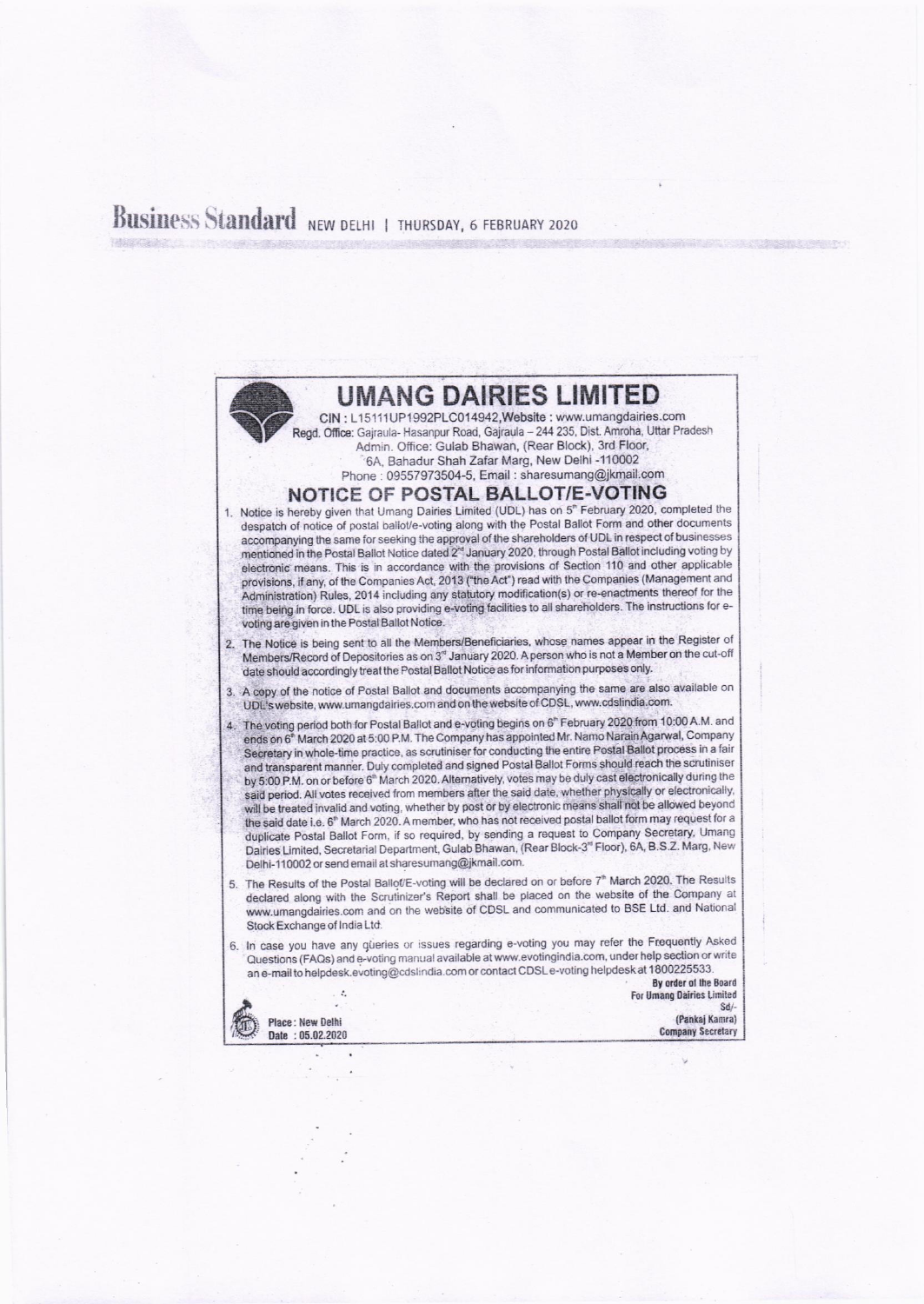Business Standard NEW DELHI | THURSDAY, 6 FEBRUARY 2020

# UMANG DAIRIES LIMITED

CIN : L15111UP1992PLC014942, Website : www.umangdairies.com
Regd. Office: Gajraula- Hasanpur Road, Gajraula – 244 235, Dist. Amroha, Uttar Pradesh
Admin. Office: Gulab Bhawan, (Rear Block), 3rd Floor,
6A, Bahadur Shah Zafar Marg, New Delhi -110002
Phone : 09557973504-5, Email : sharesumang@jkmail.com

## NOTICE OF POSTAL BALLOT/E-VOTING

1. Notice is hereby given that Umang Dairies Limited (UDL) has on 5th February 2020, completed the despatch of notice of postal ballot/e-voting along with the Postal Ballot Form and other documents accompanying the same for seeking the approval of the shareholders of UDL in respect of businesses mentioned in the Postal Ballot Notice dated 2nd January 2020, through Postal Ballot including voting by electronic means. This is in accordance with the provisions of Section 110 and other applicable provisions, if any, of the Companies Act, 2013 ("the Act") read with the Companies (Management and Administration) Rules, 2014 including any statutory modification(s) or re-enactments thereof for the time being in force. UDL is also providing e-voting facilities to all shareholders. The instructions for e-voting are given in the Postal Ballot Notice.
2. The Notice is being sent to all the Members/Beneficiaries, whose names appear in the Register of Members/Record of Depositories as on 3rd January 2020. A person who is not a Member on the cut-off date should accordingly treat the Postal Ballot Notice as for information purposes only.
3. A copy of the notice of Postal Ballot and documents accompanying the same are also available on UDL's website, www.umangdairies.com and on the website of CDSL, www.cdslindia.com.
4. The voting period both for Postal Ballot and e-voting begins on 6th February 2020 from 10:00 A.M. and ends on 6th March 2020 at 5:00 P.M. The Company has appointed Mr. Namo Narain Agarwal, Company Secretary in whole-time practice, as scrutiniser for conducting the entire Postal Ballot process in a fair and transparent manner. Duly completed and signed Postal Ballot Forms should reach the scrutiniser by 5:00 P.M. on or before 6th March 2020. Alternatively, votes may be duly cast electronically during the said period. All votes received from members after the said date, whether physically or electronically, will be treated invalid and voting, whether by post or by electronic means shall not be allowed beyond the said date i.e. 6th March 2020. A member, who has not received postal ballot form may request for a duplicate Postal Ballot Form, if so required, by sending a request to Company Secretary, Umang Dairies Limited, Secretarial Department, Gulab Bhawan, (Rear Block-3rd Floor), 6A, B.S.Z. Marg, New Delhi-110002 or send email at sharesumang@jkmail.com.
5. The Results of the Postal Ballot/E-voting will be declared on or before 7th March 2020. The Results declared along with the Scrutinizer's Report shall be placed on the website of the Company at www.umangdairies.com and on the website of CDSL and communicated to BSE Ltd. and National Stock Exchange of India Ltd.
6. In case you have any queries or issues regarding e-voting you may refer the Frequently Asked Questions (FAQs) and e-voting manual available at www.evotingindia.com, under help section or write an e-mail to helpdesk.evoting@cdslindia.com or contact CDSL e-voting helpdesk at 1800225533.

By order of the Board
For Umang Dairies Limited
Sd/-
(Pankaj Kamra)
Company Secretary

Place : New Delhi
Date : 05.02.2020